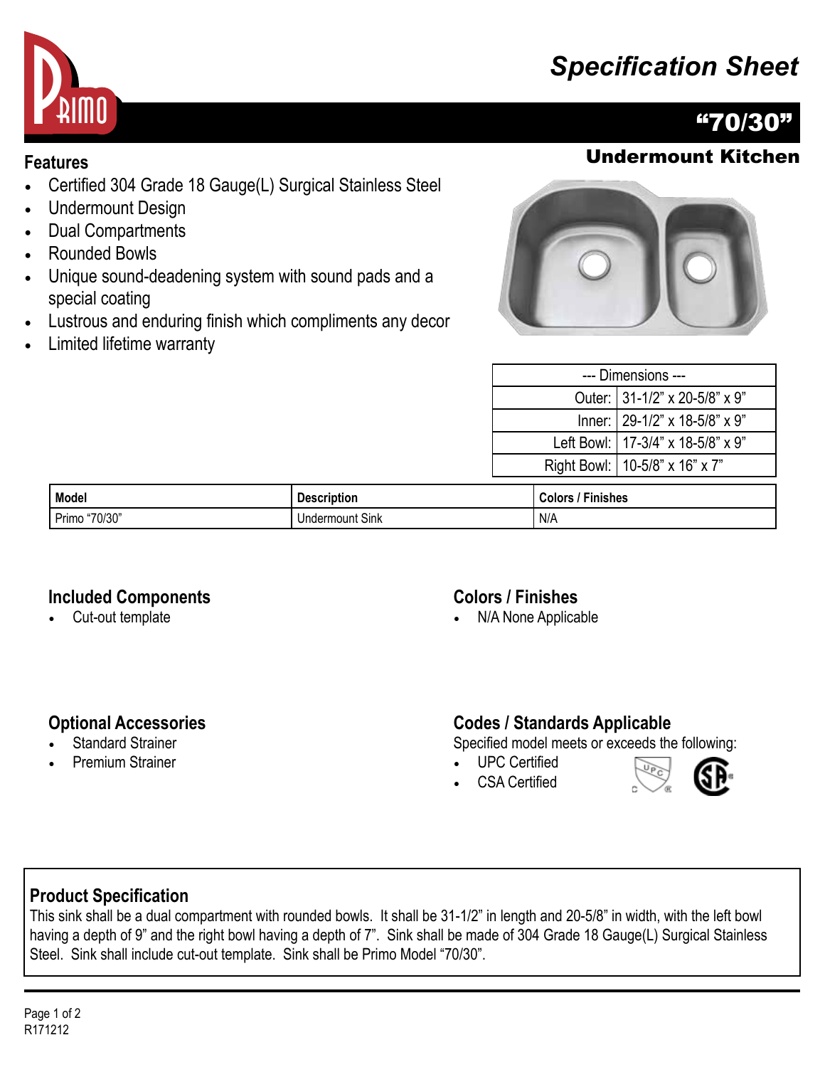# Specification Sheet

## "70/30"

### Undermount Kitchen

### Features

- Certified 304 Grade 18 Gauge(L) Surgical Stainless Steel
- Undermount Design
- Dual Compartments
- Rounded Bowls
- Unique sound-deadening system with sound pads and a special coating
- Lustrous and enduring finish which compliments any decor
- Limited lifetime warranty

| --- Dimensions --- | |
|---|---|
| Outer: | 31-1/2" x 20-5/8" x 9" |
| Inner: | 29-1/2" x 18-5/8" x 9" |
| Left Bowl: | 17-3/4" x 18-5/8" x 9" |
| Right Bowl: | 10-5/8" x 16" x 7" |

| Model | Description | Colors / Finishes |
|---|---|---|
| Primo "70/30" | Undermount Sink | N/A |

### Included Components

- Cut-out template

### Colors / Finishes

- N/A None Applicable

### Optional Accessories

- Standard Strainer
- Premium Strainer

### Codes / Standards Applicable

Specified model meets or exceeds the following:

- UPC Certified
- CSA Certified

### Product Specification

This sink shall be a dual compartment with rounded bowls. It shall be 31-1/2" in length and 20-5/8" in width, with the left bowl having a depth of 9" and the right bowl having a depth of 7". Sink shall be made of 304 Grade 18 Gauge(L) Surgical Stainless Steel. Sink shall include cut-out template. Sink shall be Primo Model "70/30".

R171212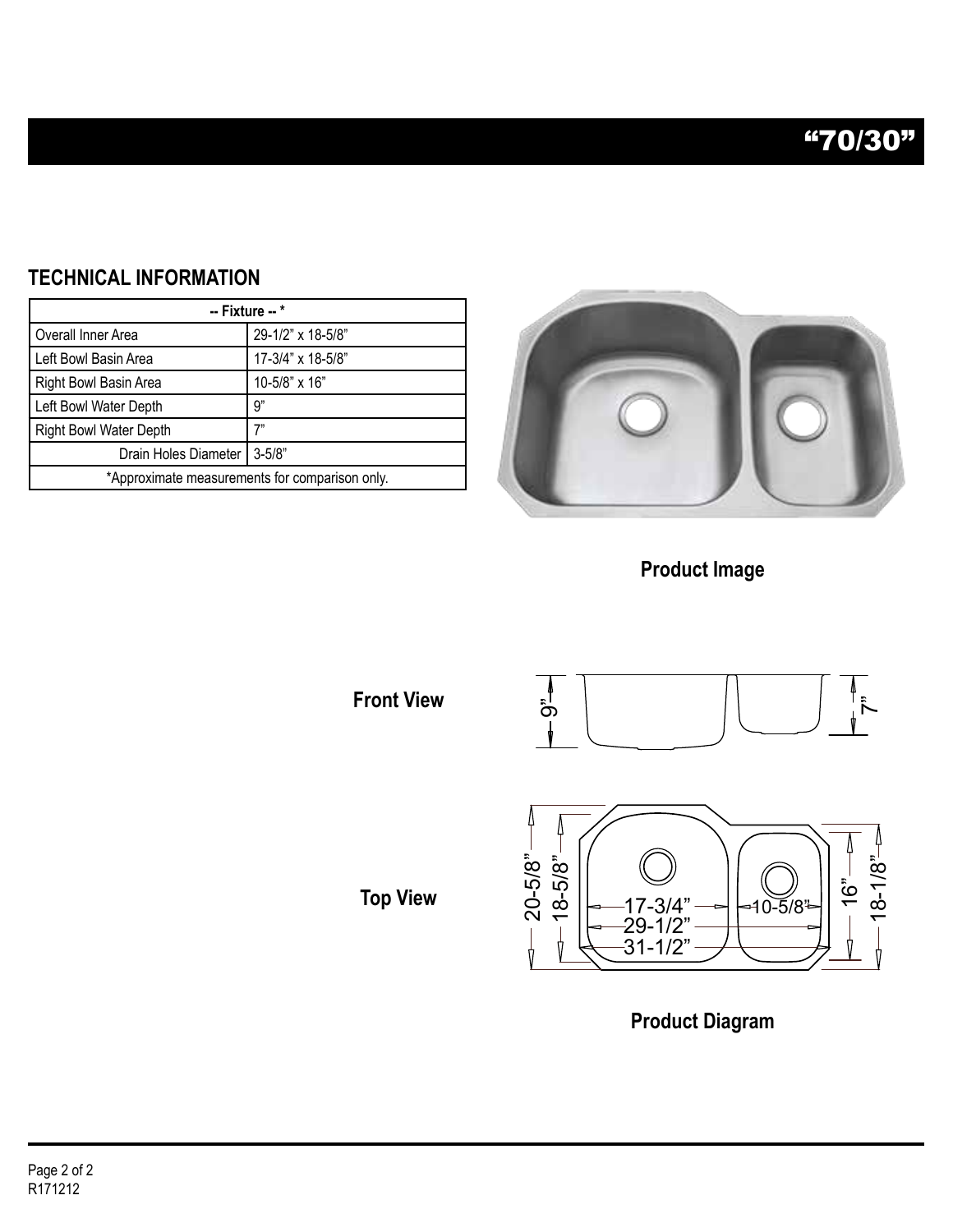# "70/30"

## TECHNICAL INFORMATION

| -- Fixture -- * | |
|---|---|
| Overall Inner Area | 29-1/2" x 18-5/8" |
| Left Bowl Basin Area | 17-3/4" x 18-5/8" |
| Right Bowl Basin Area | 10-5/8" x 16" |
| Left Bowl Water Depth | 9" |
| Right Bowl Water Depth | 7" |
| Drain Holes Diameter | 3-5/8" |
| *Approximate measurements for comparison only. | |

**Product Image**

**Front View**

9"
7"

**Top View**

20-5/8"
18-5/8"
17-3/4"
29-1/2"
31-1/2"
10-5/8"
16"
18-1/8"

**Product Diagram**

R171212